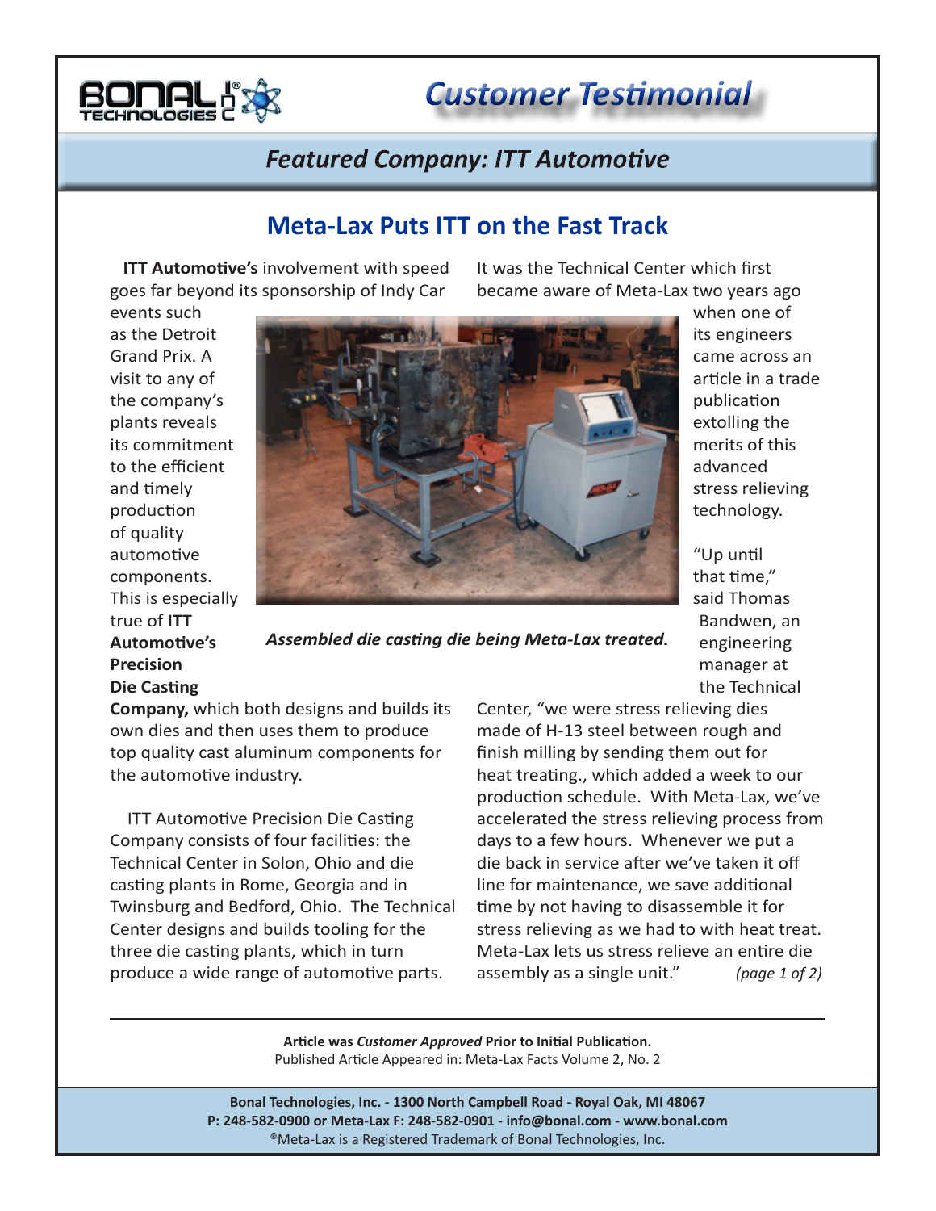# Customer Testimonial

## Featured Company: ITT Automotive

## Meta-Lax Puts ITT on the Fast Track

**ITT Automotive's** involvement with speed goes far beyond its sponsorship of Indy Car events such as the Detroit Grand Prix. A visit to any of the company's plants reveals its commitment to the efficient and timely production of quality automotive components. This is especially true of **ITT Automotive's Precision Die Casting Company,** which both designs and builds its own dies and then uses them to produce top quality cast aluminum components for the automotive industry.

*Assembled die casting die being Meta-Lax treated.*

ITT Automotive Precision Die Casting Company consists of four facilities: the Technical Center in Solon, Ohio and die casting plants in Rome, Georgia and in Twinsburg and Bedford, Ohio. The Technical Center designs and builds tooling for the three die casting plants, which in turn produce a wide range of automotive parts.

It was the Technical Center which first became aware of Meta-Lax two years ago when one of its engineers came across an article in a trade publication extolling the merits of this advanced stress relieving technology.

"Up until that time," said Thomas Bandwen, an engineering manager at the Technical Center, "we were stress relieving dies made of H-13 steel between rough and finish milling by sending them out for heat treating., which added a week to our production schedule. With Meta-Lax, we've accelerated the stress relieving process from days to a few hours. Whenever we put a die back in service after we've taken it off line for maintenance, we save additional time by not having to disassemble it for stress relieving as we had to with heat treat. Meta-Lax lets us stress relieve an entire die assembly as a single unit."

---

**Article was *Customer Approved* Prior to Initial Publication.**
Published Article Appeared in: Meta-Lax Facts Volume 2, No. 2

**Bonal Technologies, Inc. - 1300 North Campbell Road - Royal Oak, MI 48067**
**P: 248-582-0900 or Meta-Lax F: 248-582-0901 - info@bonal.com - www.bonal.com**
®Meta-Lax is a Registered Trademark of Bonal Technologies, Inc.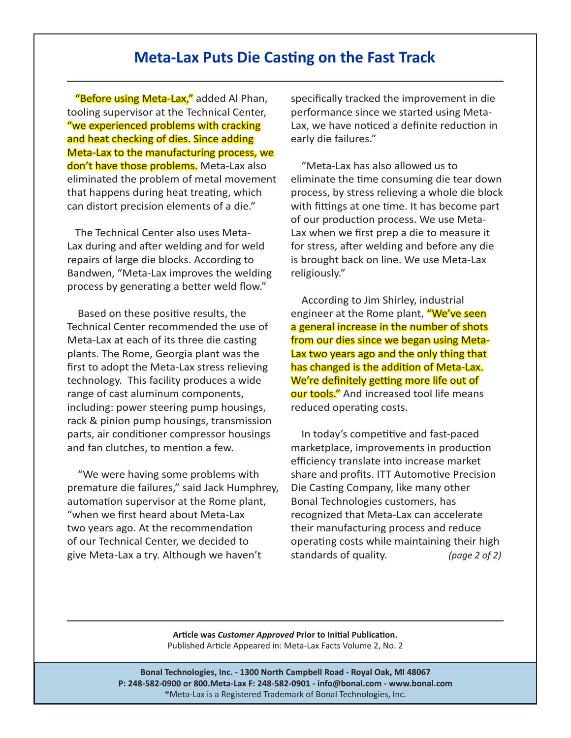# Meta-Lax Puts Die Casting on the Fast Track

"Before using Meta-Lax," added Al Phan, tooling supervisor at the Technical Center, "we experienced problems with cracking and heat checking of dies. Since adding Meta-Lax to the manufacturing process, we don't have those problems. Meta-Lax also eliminated the problem of metal movement that happens during heat treating, which can distort precision elements of a die."

The Technical Center also uses Meta-Lax during and after welding and for weld repairs of large die blocks. According to Bandwen, "Meta-Lax improves the welding process by generating a better weld flow."

Based on these positive results, the Technical Center recommended the use of Meta-Lax at each of its three die casting plants. The Rome, Georgia plant was the first to adopt the Meta-Lax stress relieving technology. This facility produces a wide range of cast aluminum components, including: power steering pump housings, rack & pinion pump housings, transmission parts, air conditioner compressor housings and fan clutches, to mention a few.

"We were having some problems with premature die failures," said Jack Humphrey, automation supervisor at the Rome plant, "when we first heard about Meta-Lax two years ago. At the recommendation of our Technical Center, we decided to give Meta-Lax a try. Although we haven't specifically tracked the improvement in die performance since we started using Meta-Lax, we have noticed a definite reduction in early die failures."

"Meta-Lax has also allowed us to eliminate the time consuming die tear down process, by stress relieving a whole die block with fittings at one time. It has become part of our production process. We use Meta-Lax when we first prep a die to measure it for stress, after welding and before any die is brought back on line. We use Meta-Lax religiously."

According to Jim Shirley, industrial engineer at the Rome plant, "We've seen a general increase in the number of shots from our dies since we began using Meta-Lax two years ago and the only thing that has changed is the addition of Meta-Lax. We're definitely getting more life out of our tools." And increased tool life means reduced operating costs.

In today's competitive and fast-paced marketplace, improvements in production efficiency translate into increase market share and profits. ITT Automotive Precision Die Casting Company, like many other Bonal Technologies customers, has recognized that Meta-Lax can accelerate their manufacturing process and reduce operating costs while maintaining their high standards of quality.

**Article was *Customer Approved* Prior to Initial Publication.**
Published Article Appeared in: Meta-Lax Facts Volume 2, No. 2

**Bonal Technologies, Inc. - 1300 North Campbell Road - Royal Oak, MI 48067**
**P: 248-582-0900 or 800.Meta-Lax F: 248-582-0901 - info@bonal.com - www.bonal.com**
®Meta-Lax is a Registered Trademark of Bonal Technologies, Inc.